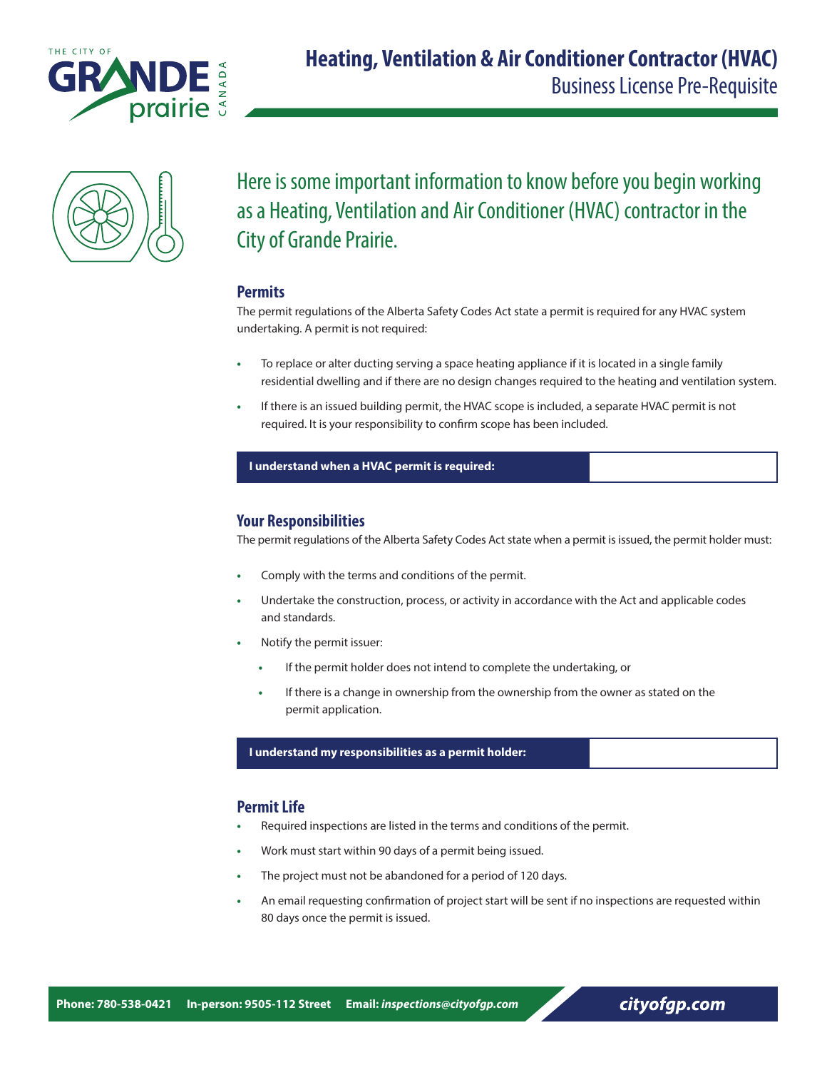# Heating, Ventilation & Air Conditioner Contractor (HVAC)

Business License Pre-Requisite

## Here is some important information to know before you begin working as a Heating, Ventilation and Air Conditioner (HVAC) contractor in the City of Grande Prairie.

### Permits

The permit regulations of the Alberta Safety Codes Act state a permit is required for any HVAC system undertaking. A permit is not required:

- To replace or alter ducting serving a space heating appliance if it is located in a single family residential dwelling and if there are no design changes required to the heating and ventilation system.
- If there is an issued building permit, the HVAC scope is included, a separate HVAC permit is not required. It is your responsibility to confirm scope has been included.

| **I understand when a HVAC permit is required:** | |
|---|---|

### Your Responsibilities

The permit regulations of the Alberta Safety Codes Act state when a permit is issued, the permit holder must:

- Comply with the terms and conditions of the permit.
- Undertake the construction, process, or activity in accordance with the Act and applicable codes and standards.
- Notify the permit issuer:
  - If the permit holder does not intend to complete the undertaking, or
  - If there is a change in ownership from the ownership from the owner as stated on the permit application.

| **I understand my responsibilities as a permit holder:** | |
|---|---|

### Permit Life

- Required inspections are listed in the terms and conditions of the permit.
- Work must start within 90 days of a permit being issued.
- The project must not be abandoned for a period of 120 days.
- An email requesting confirmation of project start will be sent if no inspections are requested within 80 days once the permit is issued.

**Phone: 780-538-0421** **In-person: 9505-112 Street** **Email:** ***inspections@cityofgp.com*** ***cityofgp.com***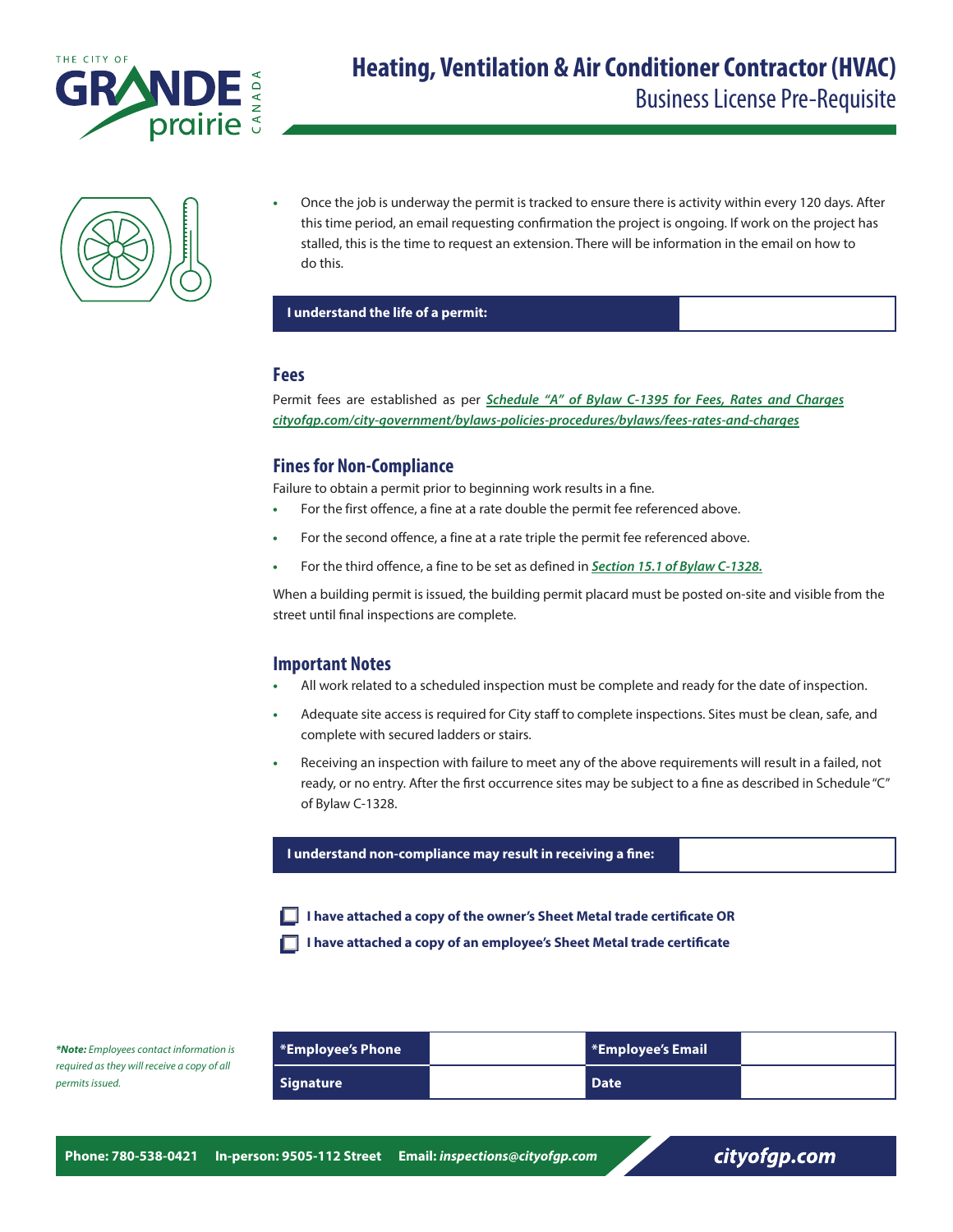- Once the job is underway the permit is tracked to ensure there is activity within every 120 days. After this time period, an email requesting confirmation the project is ongoing. If work on the project has stalled, this is the time to request an extension. There will be information in the email on how to do this.

| | |
|---|---|
| **I understand the life of a permit:** | |

## Fees

Permit fees are established as per ***Schedule "A" of Bylaw C-1395 for Fees, Rates and Charges cityofgp.com/city-government/bylaws-policies-procedures/bylaws/fees-rates-and-charges***

## Fines for Non-Compliance

Failure to obtain a permit prior to beginning work results in a fine.

- For the first offence, a fine at a rate double the permit fee referenced above.
- For the second offence, a fine at a rate triple the permit fee referenced above.
- For the third offence, a fine to be set as defined in ***Section 15.1 of Bylaw C-1328.***

When a building permit is issued, the building permit placard must be posted on-site and visible from the street until final inspections are complete.

## Important Notes

- All work related to a scheduled inspection must be complete and ready for the date of inspection.
- Adequate site access is required for City staff to complete inspections. Sites must be clean, safe, and complete with secured ladders or stairs.
- Receiving an inspection with failure to meet any of the above requirements will result in a failed, not ready, or no entry. After the first occurrence sites may be subject to a fine as described in Schedule "C" of Bylaw C-1328.

| | |
|---|---|
| **I understand non-compliance may result in receiving a fine:** | |

- [ ] **I have attached a copy of the owner's Sheet Metal trade certificate OR**
- [ ] **I have attached a copy of an employee's Sheet Metal trade certificate**

***Note:*** *Employees contact information is required as they will receive a copy of all permits issued.*

| | | | |
|---|---|---|---|
| **\*Employee's Phone** | | **\*Employee's Email** | |
| **Signature** | | **Date** | |

**Phone: 780-538-0421** **In-person: 9505-112 Street** **Email: *inspections@cityofgp.com*** ***cityofgp.com***